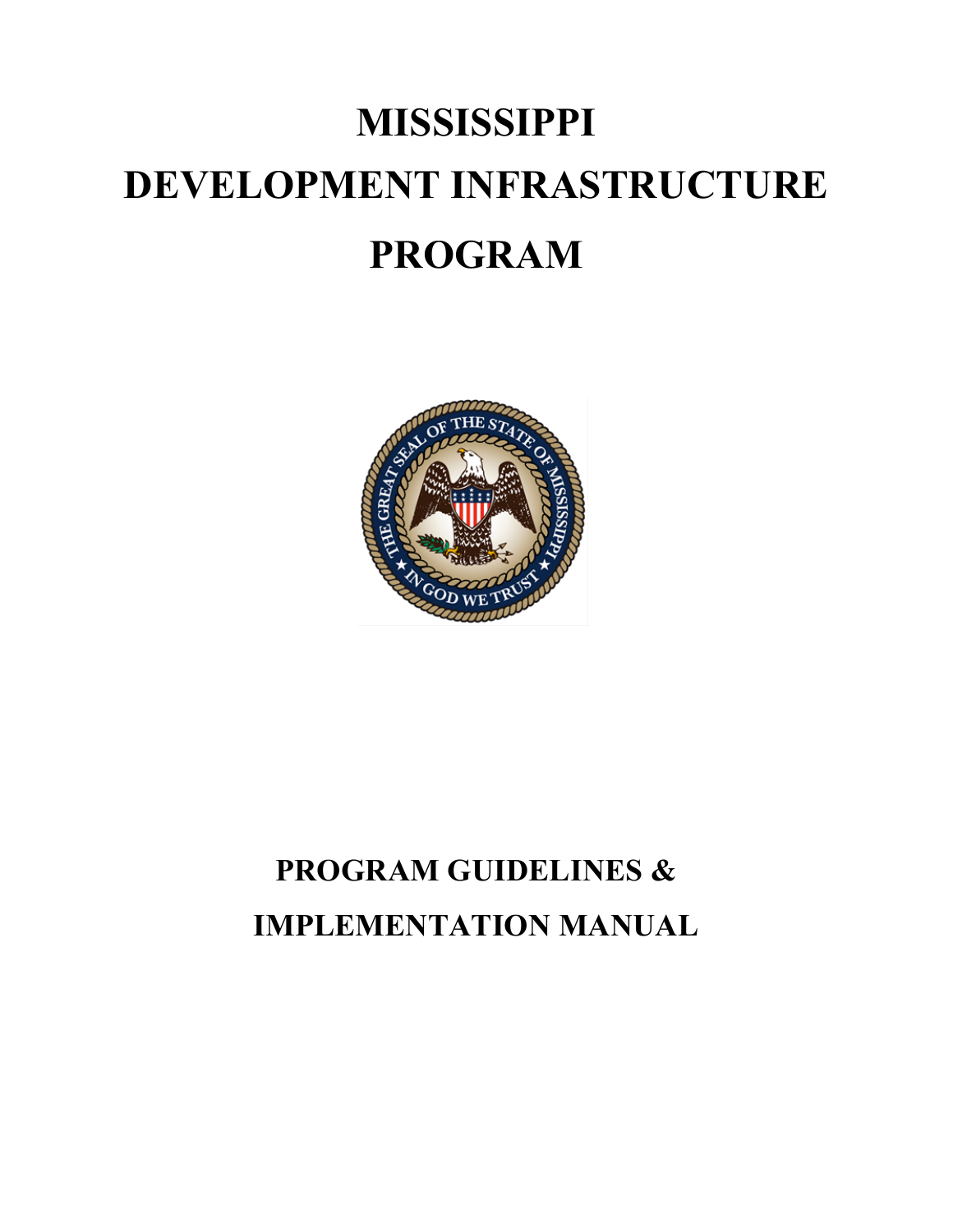# MISSISSIPPI DEVELOPMENT INFRASTRUCTURE PROGRAM

## PROGRAM GUIDELINES & IMPLEMENTATION MANUAL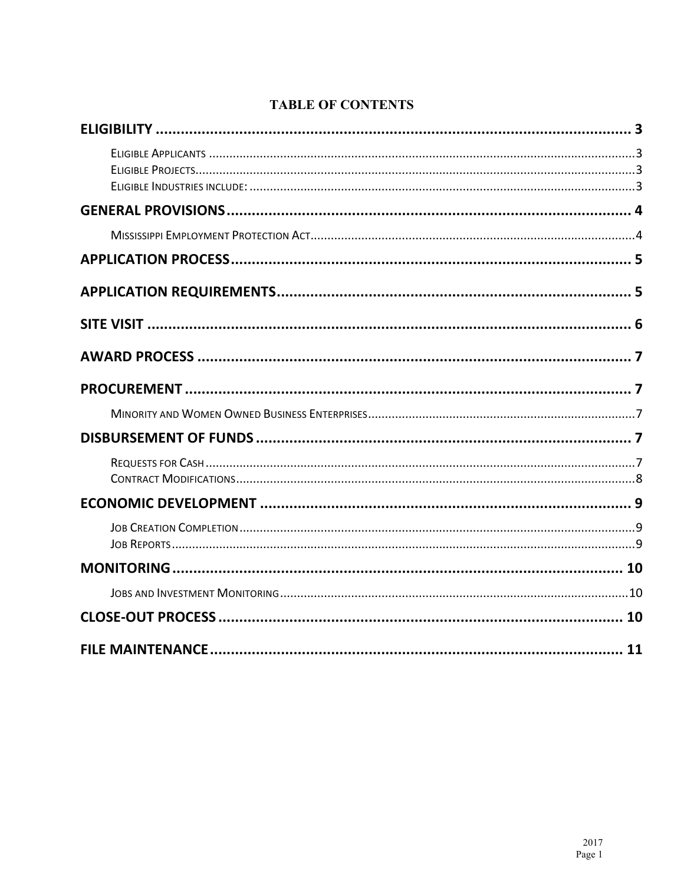# TABLE OF CONTENTS

**ELIGIBILITY** .......... 3

- Eligible Applicants .......... 3
- Eligible Projects .......... 3
- Eligible Industries include: .......... 3

**GENERAL PROVISIONS** .......... 4

- Mississippi Employment Protection Act .......... 4

**APPLICATION PROCESS** .......... 5

**APPLICATION REQUIREMENTS** .......... 5

**SITE VISIT** .......... 6

**AWARD PROCESS** .......... 7

**PROCUREMENT** .......... 7

- Minority and Women Owned Business Enterprises .......... 7

**DISBURSEMENT OF FUNDS** .......... 7

- Requests for Cash .......... 7
- Contract Modifications .......... 8

**ECONOMIC DEVELOPMENT** .......... 9

- Job Creation Completion .......... 9
- Job Reports .......... 9

**MONITORING** .......... 10

- Jobs and Investment Monitoring .......... 10

**CLOSE-OUT PROCESS** .......... 10

**FILE MAINTENANCE** .......... 11

2017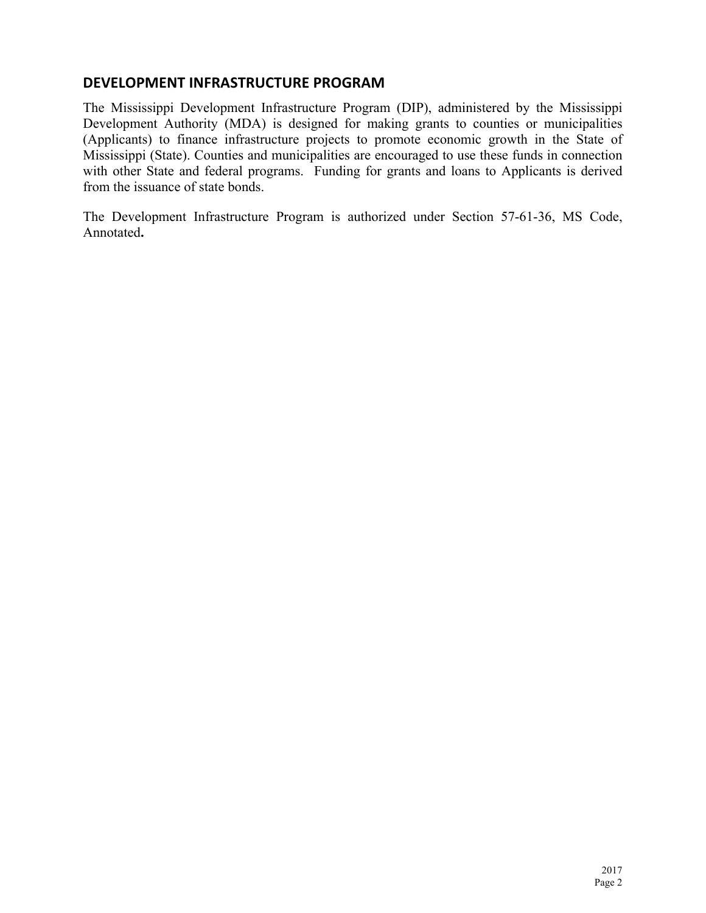## DEVELOPMENT INFRASTRUCTURE PROGRAM

The Mississippi Development Infrastructure Program (DIP), administered by the Mississippi Development Authority (MDA) is designed for making grants to counties or municipalities (Applicants) to finance infrastructure projects to promote economic growth in the State of Mississippi (State). Counties and municipalities are encouraged to use these funds in connection with other State and federal programs. Funding for grants and loans to Applicants is derived from the issuance of state bonds.

The Development Infrastructure Program is authorized under Section 57-61-36, MS Code, Annotated**.**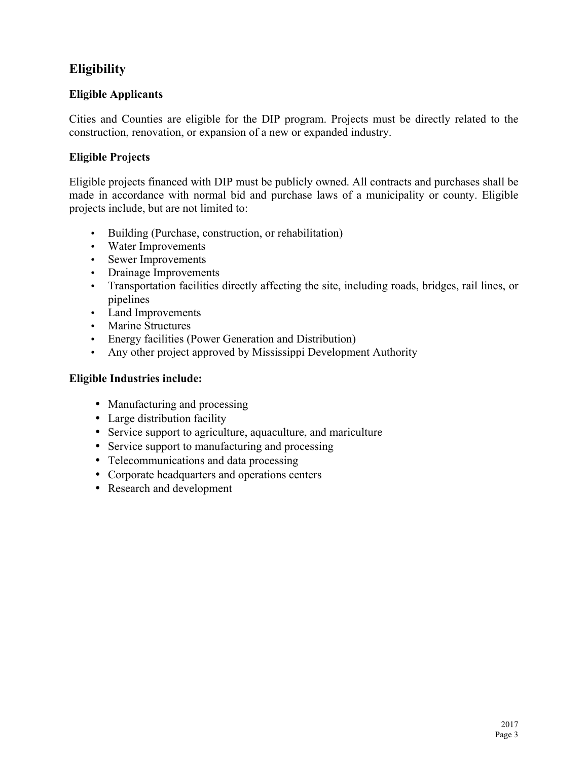## Eligibility

### Eligible Applicants

Cities and Counties are eligible for the DIP program. Projects must be directly related to the construction, renovation, or expansion of a new or expanded industry.

### Eligible Projects

Eligible projects financed with DIP must be publicly owned. All contracts and purchases shall be made in accordance with normal bid and purchase laws of a municipality or county. Eligible projects include, but are not limited to:

- Building (Purchase, construction, or rehabilitation)
- Water Improvements
- Sewer Improvements
- Drainage Improvements
- Transportation facilities directly affecting the site, including roads, bridges, rail lines, or pipelines
- Land Improvements
- Marine Structures
- Energy facilities (Power Generation and Distribution)
- Any other project approved by Mississippi Development Authority

### Eligible Industries include:

- Manufacturing and processing
- Large distribution facility
- Service support to agriculture, aquaculture, and mariculture
- Service support to manufacturing and processing
- Telecommunications and data processing
- Corporate headquarters and operations centers
- Research and development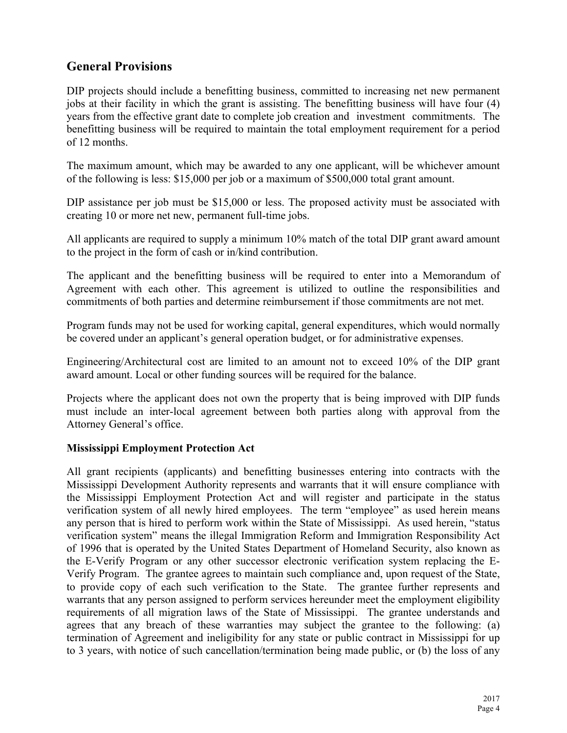## General Provisions

DIP projects should include a benefitting business, committed to increasing net new permanent jobs at their facility in which the grant is assisting. The benefitting business will have four (4) years from the effective grant date to complete job creation and investment commitments. The benefitting business will be required to maintain the total employment requirement for a period of 12 months.

The maximum amount, which may be awarded to any one applicant, will be whichever amount of the following is less: $15,000 per job or a maximum of $500,000 total grant amount.

DIP assistance per job must be $15,000 or less. The proposed activity must be associated with creating 10 or more net new, permanent full-time jobs.

All applicants are required to supply a minimum 10% match of the total DIP grant award amount to the project in the form of cash or in/kind contribution.

The applicant and the benefitting business will be required to enter into a Memorandum of Agreement with each other. This agreement is utilized to outline the responsibilities and commitments of both parties and determine reimbursement if those commitments are not met.

Program funds may not be used for working capital, general expenditures, which would normally be covered under an applicant's general operation budget, or for administrative expenses.

Engineering/Architectural cost are limited to an amount not to exceed 10% of the DIP grant award amount. Local or other funding sources will be required for the balance.

Projects where the applicant does not own the property that is being improved with DIP funds must include an inter-local agreement between both parties along with approval from the Attorney General's office.

**Mississippi Employment Protection Act**

All grant recipients (applicants) and benefitting businesses entering into contracts with the Mississippi Development Authority represents and warrants that it will ensure compliance with the Mississippi Employment Protection Act and will register and participate in the status verification system of all newly hired employees. The term "employee" as used herein means any person that is hired to perform work within the State of Mississippi. As used herein, "status verification system" means the illegal Immigration Reform and Immigration Responsibility Act of 1996 that is operated by the United States Department of Homeland Security, also known as the E-Verify Program or any other successor electronic verification system replacing the E-Verify Program. The grantee agrees to maintain such compliance and, upon request of the State, to provide copy of each such verification to the State. The grantee further represents and warrants that any person assigned to perform services hereunder meet the employment eligibility requirements of all migration laws of the State of Mississippi. The grantee understands and agrees that any breach of these warranties may subject the grantee to the following: (a) termination of Agreement and ineligibility for any state or public contract in Mississippi for up to 3 years, with notice of such cancellation/termination being made public, or (b) the loss of any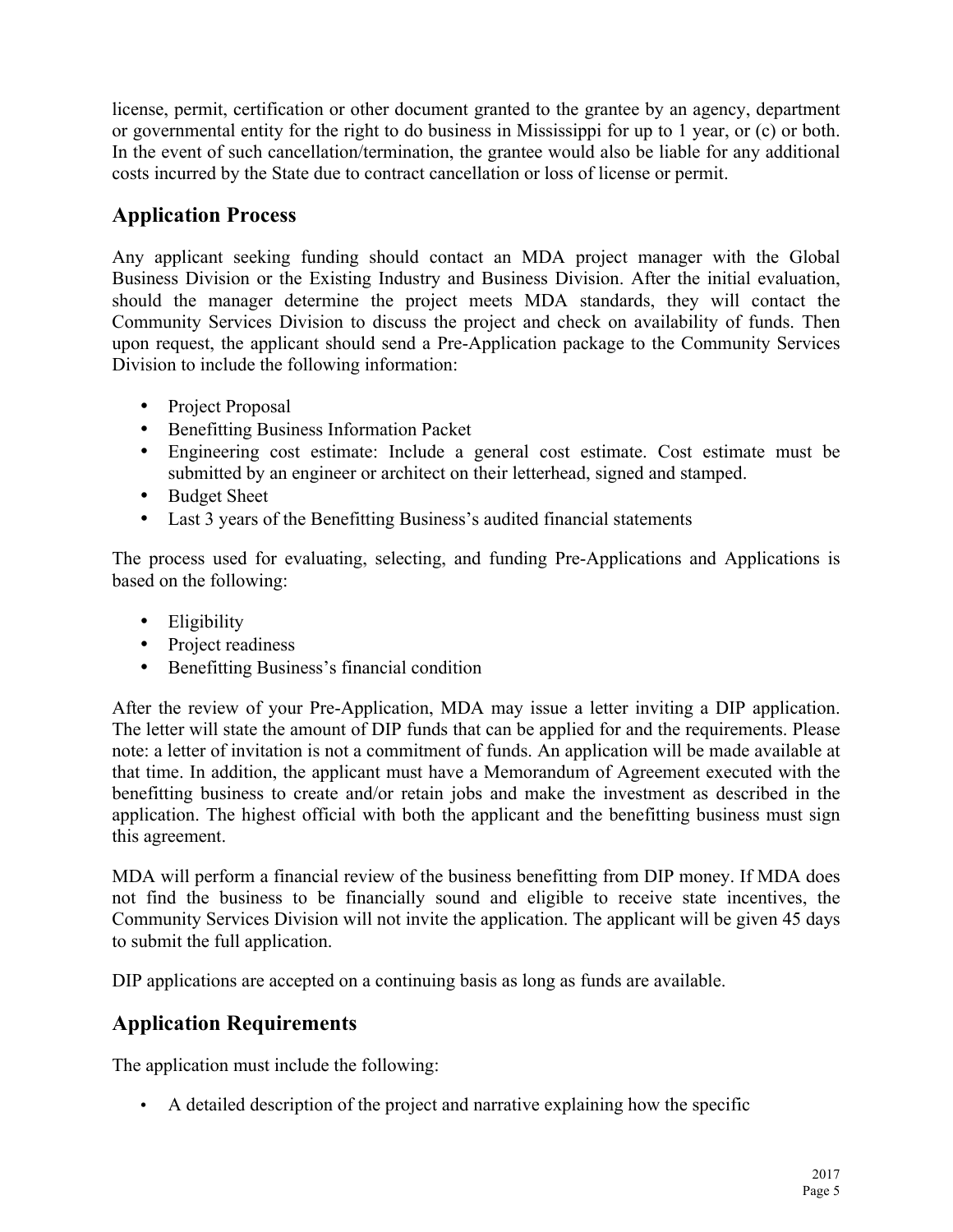license, permit, certification or other document granted to the grantee by an agency, department or governmental entity for the right to do business in Mississippi for up to 1 year, or (c) or both. In the event of such cancellation/termination, the grantee would also be liable for any additional costs incurred by the State due to contract cancellation or loss of license or permit.

## Application Process

Any applicant seeking funding should contact an MDA project manager with the Global Business Division or the Existing Industry and Business Division. After the initial evaluation, should the manager determine the project meets MDA standards, they will contact the Community Services Division to discuss the project and check on availability of funds. Then upon request, the applicant should send a Pre-Application package to the Community Services Division to include the following information:

- Project Proposal
- Benefitting Business Information Packet
- Engineering cost estimate: Include a general cost estimate. Cost estimate must be submitted by an engineer or architect on their letterhead, signed and stamped.
- Budget Sheet
- Last 3 years of the Benefitting Business's audited financial statements

The process used for evaluating, selecting, and funding Pre-Applications and Applications is based on the following:

- Eligibility
- Project readiness
- Benefitting Business's financial condition

After the review of your Pre-Application, MDA may issue a letter inviting a DIP application. The letter will state the amount of DIP funds that can be applied for and the requirements. Please note: a letter of invitation is not a commitment of funds. An application will be made available at that time. In addition, the applicant must have a Memorandum of Agreement executed with the benefitting business to create and/or retain jobs and make the investment as described in the application. The highest official with both the applicant and the benefitting business must sign this agreement.

MDA will perform a financial review of the business benefitting from DIP money. If MDA does not find the business to be financially sound and eligible to receive state incentives, the Community Services Division will not invite the application. The applicant will be given 45 days to submit the full application.

DIP applications are accepted on a continuing basis as long as funds are available.

## Application Requirements

The application must include the following:

- A detailed description of the project and narrative explaining how the specific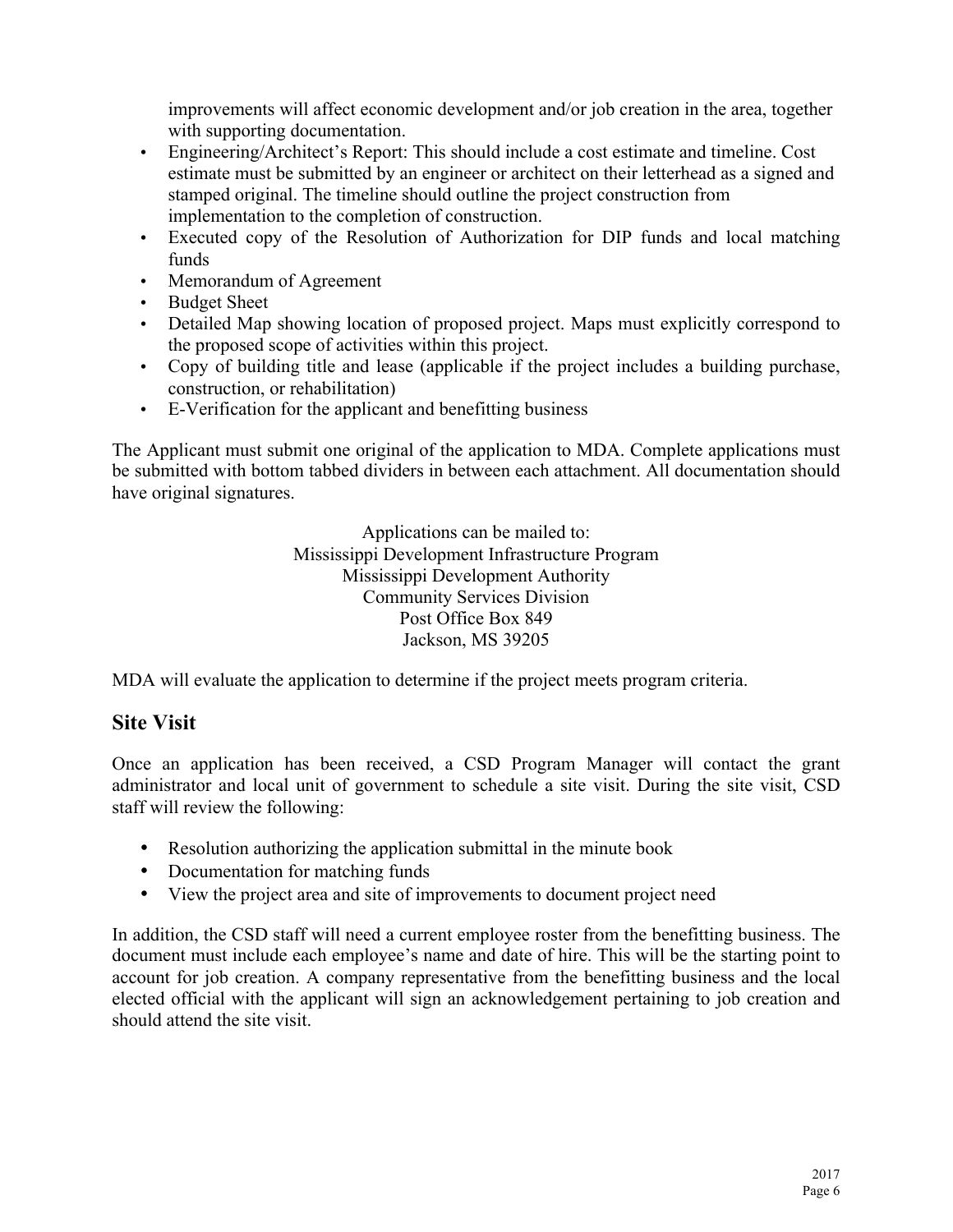improvements will affect economic development and/or job creation in the area, together with supporting documentation.

- Engineering/Architect's Report: This should include a cost estimate and timeline. Cost estimate must be submitted by an engineer or architect on their letterhead as a signed and stamped original. The timeline should outline the project construction from implementation to the completion of construction.
- Executed copy of the Resolution of Authorization for DIP funds and local matching funds
- Memorandum of Agreement
- Budget Sheet
- Detailed Map showing location of proposed project. Maps must explicitly correspond to the proposed scope of activities within this project.
- Copy of building title and lease (applicable if the project includes a building purchase, construction, or rehabilitation)
- E-Verification for the applicant and benefitting business

The Applicant must submit one original of the application to MDA. Complete applications must be submitted with bottom tabbed dividers in between each attachment. All documentation should have original signatures.

Applications can be mailed to:
Mississippi Development Infrastructure Program
Mississippi Development Authority
Community Services Division
Post Office Box 849
Jackson, MS 39205

MDA will evaluate the application to determine if the project meets program criteria.

## Site Visit

Once an application has been received, a CSD Program Manager will contact the grant administrator and local unit of government to schedule a site visit. During the site visit, CSD staff will review the following:

- Resolution authorizing the application submittal in the minute book
- Documentation for matching funds
- View the project area and site of improvements to document project need

In addition, the CSD staff will need a current employee roster from the benefitting business. The document must include each employee's name and date of hire. This will be the starting point to account for job creation. A company representative from the benefitting business and the local elected official with the applicant will sign an acknowledgement pertaining to job creation and should attend the site visit.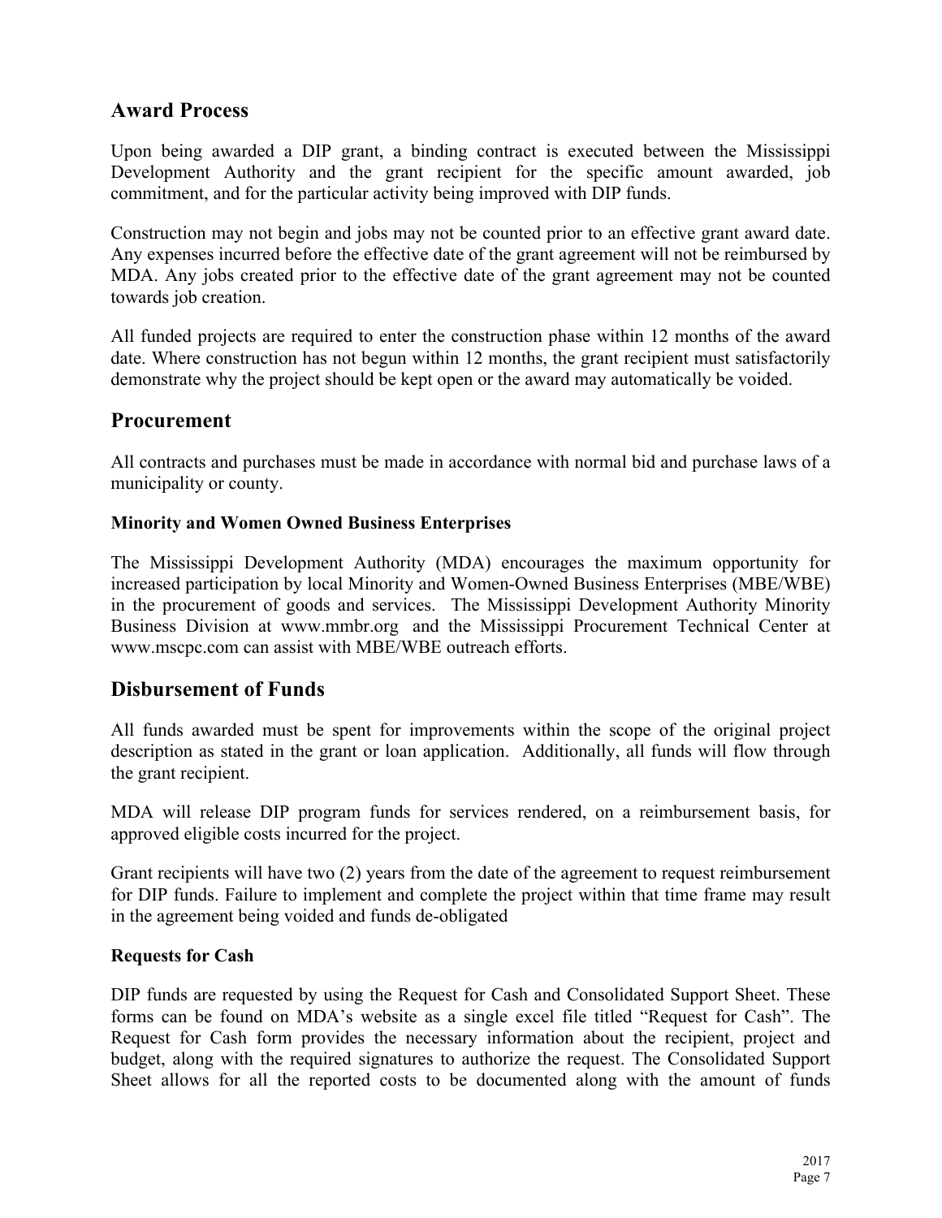## Award Process

Upon being awarded a DIP grant, a binding contract is executed between the Mississippi Development Authority and the grant recipient for the specific amount awarded, job commitment, and for the particular activity being improved with DIP funds.

Construction may not begin and jobs may not be counted prior to an effective grant award date. Any expenses incurred before the effective date of the grant agreement will not be reimbursed by MDA. Any jobs created prior to the effective date of the grant agreement may not be counted towards job creation.

All funded projects are required to enter the construction phase within 12 months of the award date. Where construction has not begun within 12 months, the grant recipient must satisfactorily demonstrate why the project should be kept open or the award may automatically be voided.

## Procurement

All contracts and purchases must be made in accordance with normal bid and purchase laws of a municipality or county.

### Minority and Women Owned Business Enterprises

The Mississippi Development Authority (MDA) encourages the maximum opportunity for increased participation by local Minority and Women-Owned Business Enterprises (MBE/WBE) in the procurement of goods and services. The Mississippi Development Authority Minority Business Division at www.mmbr.org and the Mississippi Procurement Technical Center at www.mscpc.com can assist with MBE/WBE outreach efforts.

## Disbursement of Funds

All funds awarded must be spent for improvements within the scope of the original project description as stated in the grant or loan application. Additionally, all funds will flow through the grant recipient.

MDA will release DIP program funds for services rendered, on a reimbursement basis, for approved eligible costs incurred for the project.

Grant recipients will have two (2) years from the date of the agreement to request reimbursement for DIP funds. Failure to implement and complete the project within that time frame may result in the agreement being voided and funds de-obligated

### Requests for Cash

DIP funds are requested by using the Request for Cash and Consolidated Support Sheet. These forms can be found on MDA's website as a single excel file titled "Request for Cash". The Request for Cash form provides the necessary information about the recipient, project and budget, along with the required signatures to authorize the request. The Consolidated Support Sheet allows for all the reported costs to be documented along with the amount of funds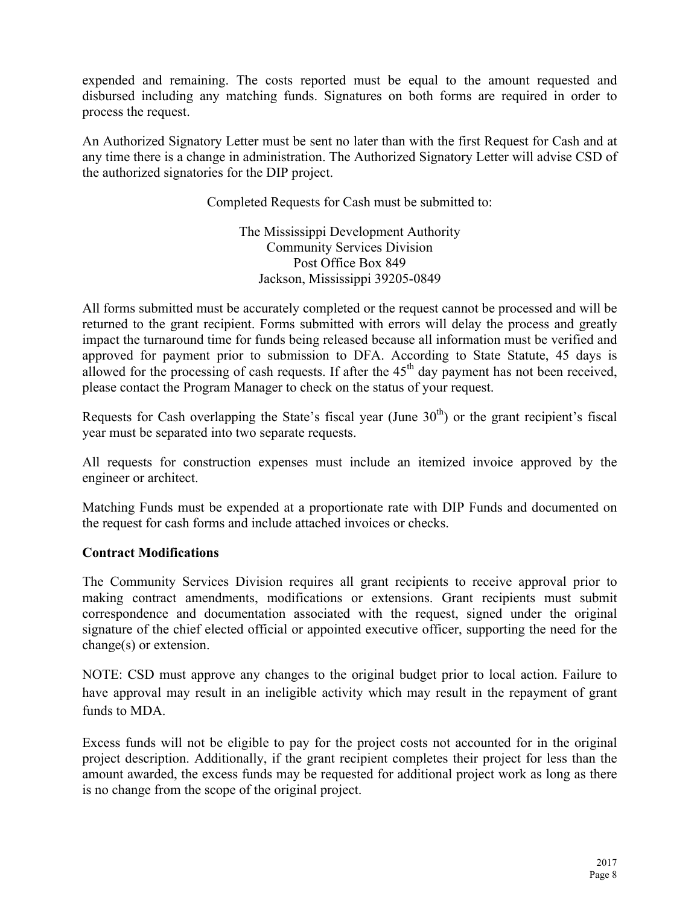expended and remaining. The costs reported must be equal to the amount requested and disbursed including any matching funds. Signatures on both forms are required in order to process the request.

An Authorized Signatory Letter must be sent no later than with the first Request for Cash and at any time there is a change in administration. The Authorized Signatory Letter will advise CSD of the authorized signatories for the DIP project.

Completed Requests for Cash must be submitted to:

The Mississippi Development Authority
Community Services Division
Post Office Box 849
Jackson, Mississippi 39205-0849

All forms submitted must be accurately completed or the request cannot be processed and will be returned to the grant recipient. Forms submitted with errors will delay the process and greatly impact the turnaround time for funds being released because all information must be verified and approved for payment prior to submission to DFA. According to State Statute, 45 days is allowed for the processing of cash requests. If after the 45th day payment has not been received, please contact the Program Manager to check on the status of your request.

Requests for Cash overlapping the State's fiscal year (June 30th) or the grant recipient's fiscal year must be separated into two separate requests.

All requests for construction expenses must include an itemized invoice approved by the engineer or architect.

Matching Funds must be expended at a proportionate rate with DIP Funds and documented on the request for cash forms and include attached invoices or checks.

**Contract Modifications**

The Community Services Division requires all grant recipients to receive approval prior to making contract amendments, modifications or extensions. Grant recipients must submit correspondence and documentation associated with the request, signed under the original signature of the chief elected official or appointed executive officer, supporting the need for the change(s) or extension.

NOTE: CSD must approve any changes to the original budget prior to local action. Failure to have approval may result in an ineligible activity which may result in the repayment of grant funds to MDA.

Excess funds will not be eligible to pay for the project costs not accounted for in the original project description. Additionally, if the grant recipient completes their project for less than the amount awarded, the excess funds may be requested for additional project work as long as there is no change from the scope of the original project.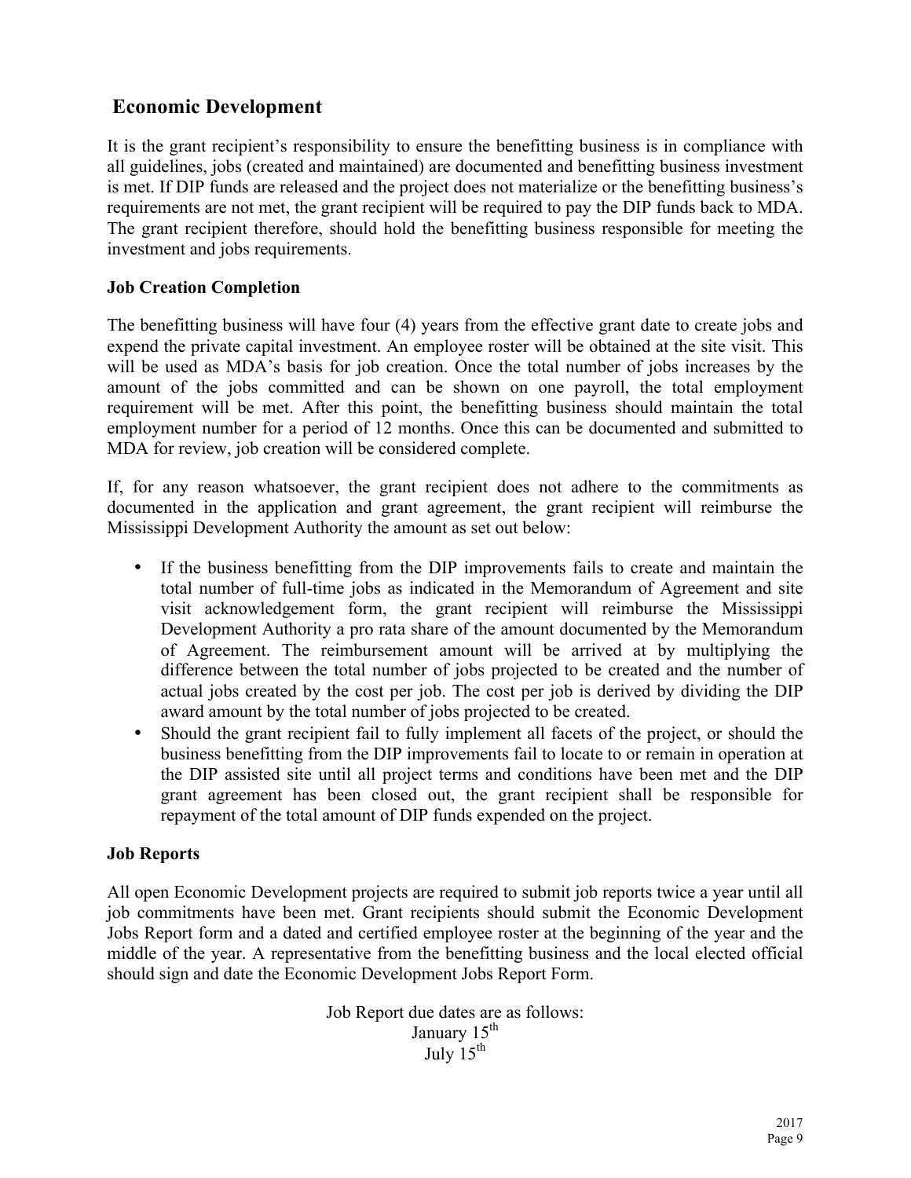## Economic Development

It is the grant recipient's responsibility to ensure the benefitting business is in compliance with all guidelines, jobs (created and maintained) are documented and benefitting business investment is met. If DIP funds are released and the project does not materialize or the benefitting business's requirements are not met, the grant recipient will be required to pay the DIP funds back to MDA. The grant recipient therefore, should hold the benefitting business responsible for meeting the investment and jobs requirements.

### Job Creation Completion

The benefitting business will have four (4) years from the effective grant date to create jobs and expend the private capital investment. An employee roster will be obtained at the site visit. This will be used as MDA's basis for job creation. Once the total number of jobs increases by the amount of the jobs committed and can be shown on one payroll, the total employment requirement will be met. After this point, the benefitting business should maintain the total employment number for a period of 12 months. Once this can be documented and submitted to MDA for review, job creation will be considered complete.

If, for any reason whatsoever, the grant recipient does not adhere to the commitments as documented in the application and grant agreement, the grant recipient will reimburse the Mississippi Development Authority the amount as set out below:

- If the business benefitting from the DIP improvements fails to create and maintain the total number of full-time jobs as indicated in the Memorandum of Agreement and site visit acknowledgement form, the grant recipient will reimburse the Mississippi Development Authority a pro rata share of the amount documented by the Memorandum of Agreement. The reimbursement amount will be arrived at by multiplying the difference between the total number of jobs projected to be created and the number of actual jobs created by the cost per job. The cost per job is derived by dividing the DIP award amount by the total number of jobs projected to be created.
- Should the grant recipient fail to fully implement all facets of the project, or should the business benefitting from the DIP improvements fail to locate to or remain in operation at the DIP assisted site until all project terms and conditions have been met and the DIP grant agreement has been closed out, the grant recipient shall be responsible for repayment of the total amount of DIP funds expended on the project.

### Job Reports

All open Economic Development projects are required to submit job reports twice a year until all job commitments have been met. Grant recipients should submit the Economic Development Jobs Report form and a dated and certified employee roster at the beginning of the year and the middle of the year. A representative from the benefitting business and the local elected official should sign and date the Economic Development Jobs Report Form.

Job Report due dates are as follows:
January 15th
July 15th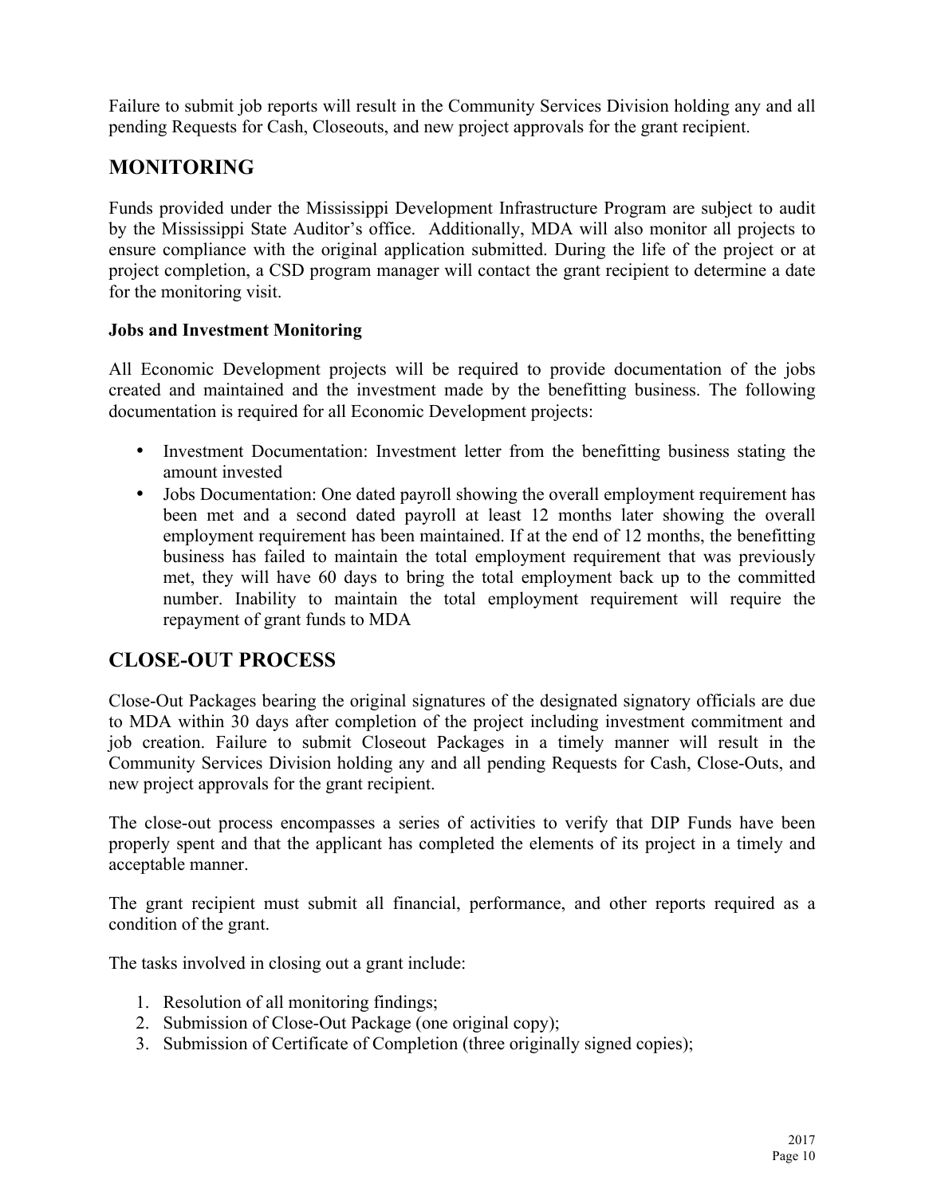Failure to submit job reports will result in the Community Services Division holding any and all pending Requests for Cash, Closeouts, and new project approvals for the grant recipient.

## MONITORING

Funds provided under the Mississippi Development Infrastructure Program are subject to audit by the Mississippi State Auditor's office. Additionally, MDA will also monitor all projects to ensure compliance with the original application submitted. During the life of the project or at project completion, a CSD program manager will contact the grant recipient to determine a date for the monitoring visit.

### Jobs and Investment Monitoring

All Economic Development projects will be required to provide documentation of the jobs created and maintained and the investment made by the benefitting business. The following documentation is required for all Economic Development projects:

- Investment Documentation: Investment letter from the benefitting business stating the amount invested
- Jobs Documentation: One dated payroll showing the overall employment requirement has been met and a second dated payroll at least 12 months later showing the overall employment requirement has been maintained. If at the end of 12 months, the benefitting business has failed to maintain the total employment requirement that was previously met, they will have 60 days to bring the total employment back up to the committed number. Inability to maintain the total employment requirement will require the repayment of grant funds to MDA

## CLOSE-OUT PROCESS

Close-Out Packages bearing the original signatures of the designated signatory officials are due to MDA within 30 days after completion of the project including investment commitment and job creation. Failure to submit Closeout Packages in a timely manner will result in the Community Services Division holding any and all pending Requests for Cash, Close-Outs, and new project approvals for the grant recipient.

The close-out process encompasses a series of activities to verify that DIP Funds have been properly spent and that the applicant has completed the elements of its project in a timely and acceptable manner.

The grant recipient must submit all financial, performance, and other reports required as a condition of the grant.

The tasks involved in closing out a grant include:

1. Resolution of all monitoring findings;
2. Submission of Close-Out Package (one original copy);
3. Submission of Certificate of Completion (three originally signed copies);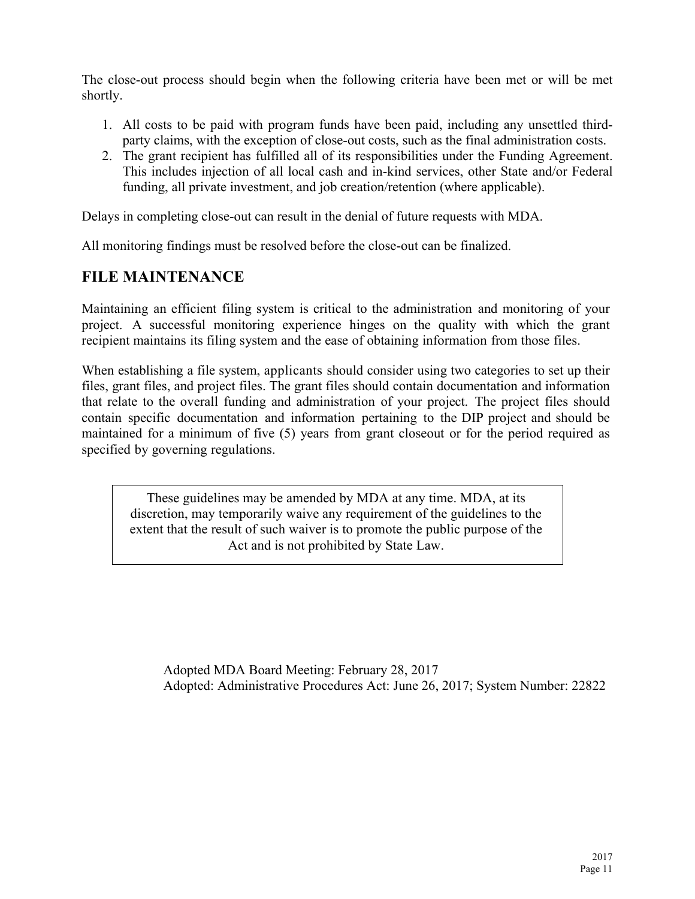The close-out process should begin when the following criteria have been met or will be met shortly.

1. All costs to be paid with program funds have been paid, including any unsettled third-party claims, with the exception of close-out costs, such as the final administration costs.
2. The grant recipient has fulfilled all of its responsibilities under the Funding Agreement. This includes injection of all local cash and in-kind services, other State and/or Federal funding, all private investment, and job creation/retention (where applicable).

Delays in completing close-out can result in the denial of future requests with MDA.

All monitoring findings must be resolved before the close-out can be finalized.

## FILE MAINTENANCE

Maintaining an efficient filing system is critical to the administration and monitoring of your project. A successful monitoring experience hinges on the quality with which the grant recipient maintains its filing system and the ease of obtaining information from those files.

When establishing a file system, applicants should consider using two categories to set up their files, grant files, and project files. The grant files should contain documentation and information that relate to the overall funding and administration of your project. The project files should contain specific documentation and information pertaining to the DIP project and should be maintained for a minimum of five (5) years from grant closeout or for the period required as specified by governing regulations.

These guidelines may be amended by MDA at any time. MDA, at its discretion, may temporarily waive any requirement of the guidelines to the extent that the result of such waiver is to promote the public purpose of the Act and is not prohibited by State Law.

Adopted MDA Board Meeting: February 28, 2017
Adopted: Administrative Procedures Act: June 26, 2017; System Number: 22822